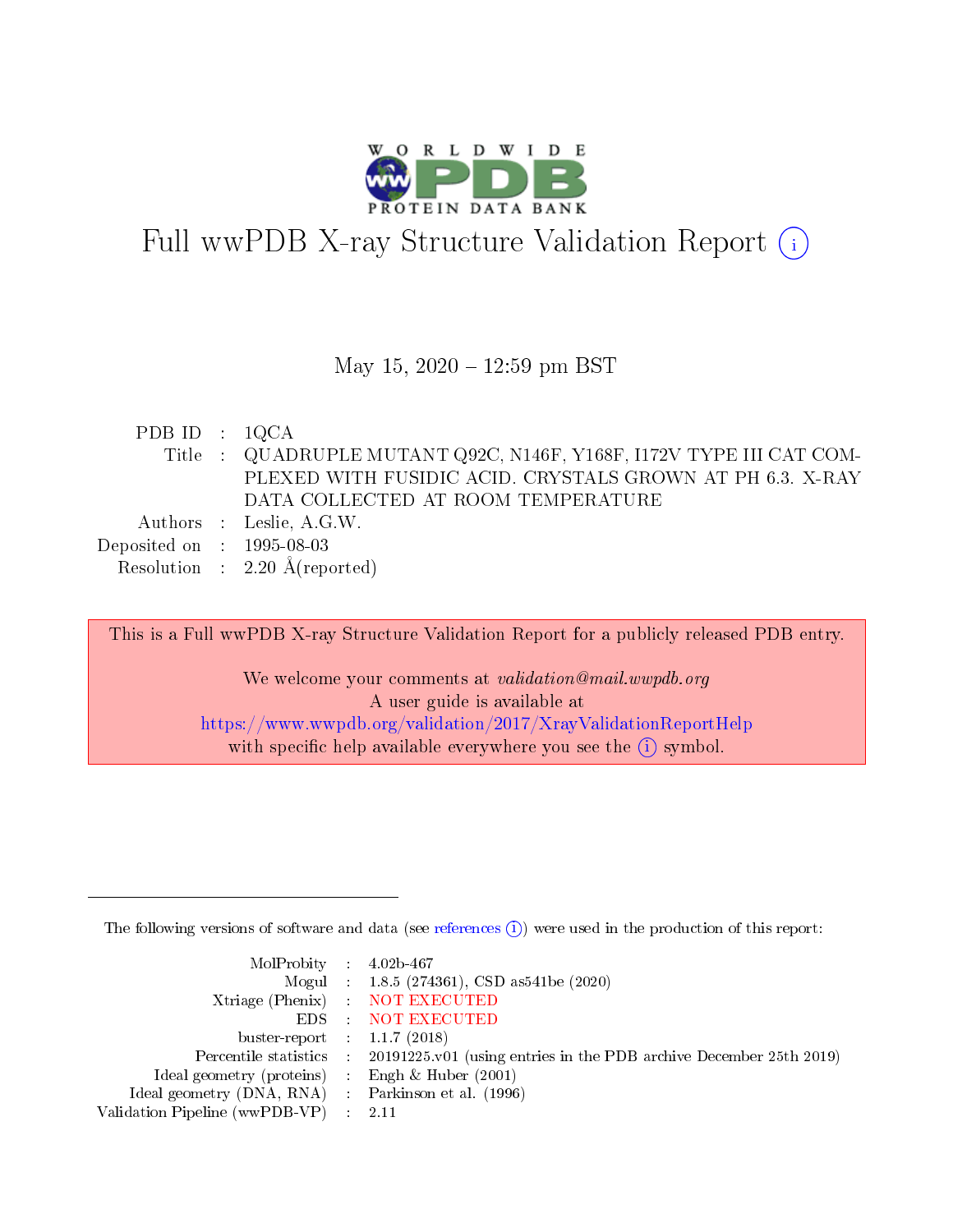# Full wwPDB X-ray Structure Validation Report (i)

May 15, 2020 – 12:59 pm BST

| | | |
|---|---|---|
| PDB ID | : | 1QCA |
| Title | : | QUADRUPLE MUTANT Q92C, N146F, Y168F, I172V TYPE III CAT COMPLEXED WITH FUSIDIC ACID. CRYSTALS GROWN AT PH 6.3. X-RAY DATA COLLECTED AT ROOM TEMPERATURE |
| Authors | : | Leslie, A.G.W. |
| Deposited on | : | 1995-08-03 |
| Resolution | : | 2.20 Å(reported) |

This is a Full wwPDB X-ray Structure Validation Report for a publicly released PDB entry.

We welcome your comments at *validation@mail.wwpdb.org*
A user guide is available at
https://www.wwpdb.org/validation/2017/XrayValidationReportHelp
with specific help available everywhere you see the (i) symbol.

The following versions of software and data (see references (i)) were used in the production of this report:

| | | |
|---|---|---|
| MolProbity | : | 4.02b-467 |
| Mogul | : | 1.8.5 (274361), CSD as541be (2020) |
| Xtriage (Phenix) | : | NOT EXECUTED |
| EDS | : | NOT EXECUTED |
| buster-report | : | 1.1.7 (2018) |
| Percentile statistics | : | 20191225.v01 (using entries in the PDB archive December 25th 2019) |
| Ideal geometry (proteins) | : | Engh & Huber (2001) |
| Ideal geometry (DNA, RNA) | : | Parkinson et al. (1996) |
| Validation Pipeline (wwPDB-VP) | : | 2.11 |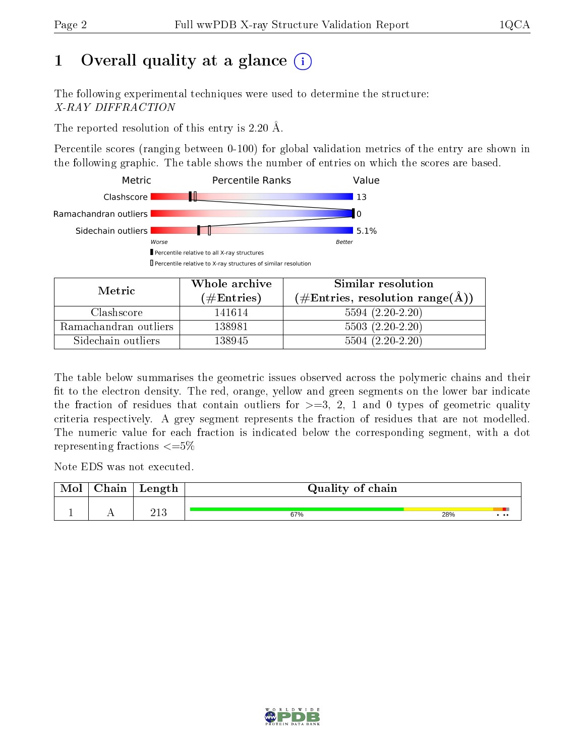# 1 Overall quality at a glance

The following experimental techniques were used to determine the structure:
*X-RAY DIFFRACTION*

The reported resolution of this entry is 2.20 Å.

Percentile scores (ranging between 0-100) for global validation metrics of the entry are shown in the following graphic. The table shows the number of entries on which the scores are based.

| Metric | Value |
|---|---|
| Clashscore | 13 |
| Ramachandran outliers | 0 |
| Sidechain outliers | 5.1% |

Worse — Better

▮ Percentile relative to all X-ray structures
▯ Percentile relative to X-ray structures of similar resolution

| Metric | Whole archive (#Entries) | Similar resolution (#Entries, resolution range(Å)) |
|---|---|---|
| Clashscore | 141614 | 5594 (2.20-2.20) |
| Ramachandran outliers | 138981 | 5503 (2.20-2.20) |
| Sidechain outliers | 138945 | 5504 (2.20-2.20) |

The table below summarises the geometric issues observed across the polymeric chains and their fit to the electron density. The red, orange, yellow and green segments on the lower bar indicate the fraction of residues that contain outliers for >=3, 2, 1 and 0 types of geometric quality criteria respectively. A grey segment represents the fraction of residues that are not modelled. The numeric value for each fraction is indicated below the corresponding segment, with a dot representing fractions <=5%

Note EDS was not executed.

| Mol | Chain | Length | Quality of chain |
|---|---|---|---|
| 1 | A | 213 | 67% 28% • • • |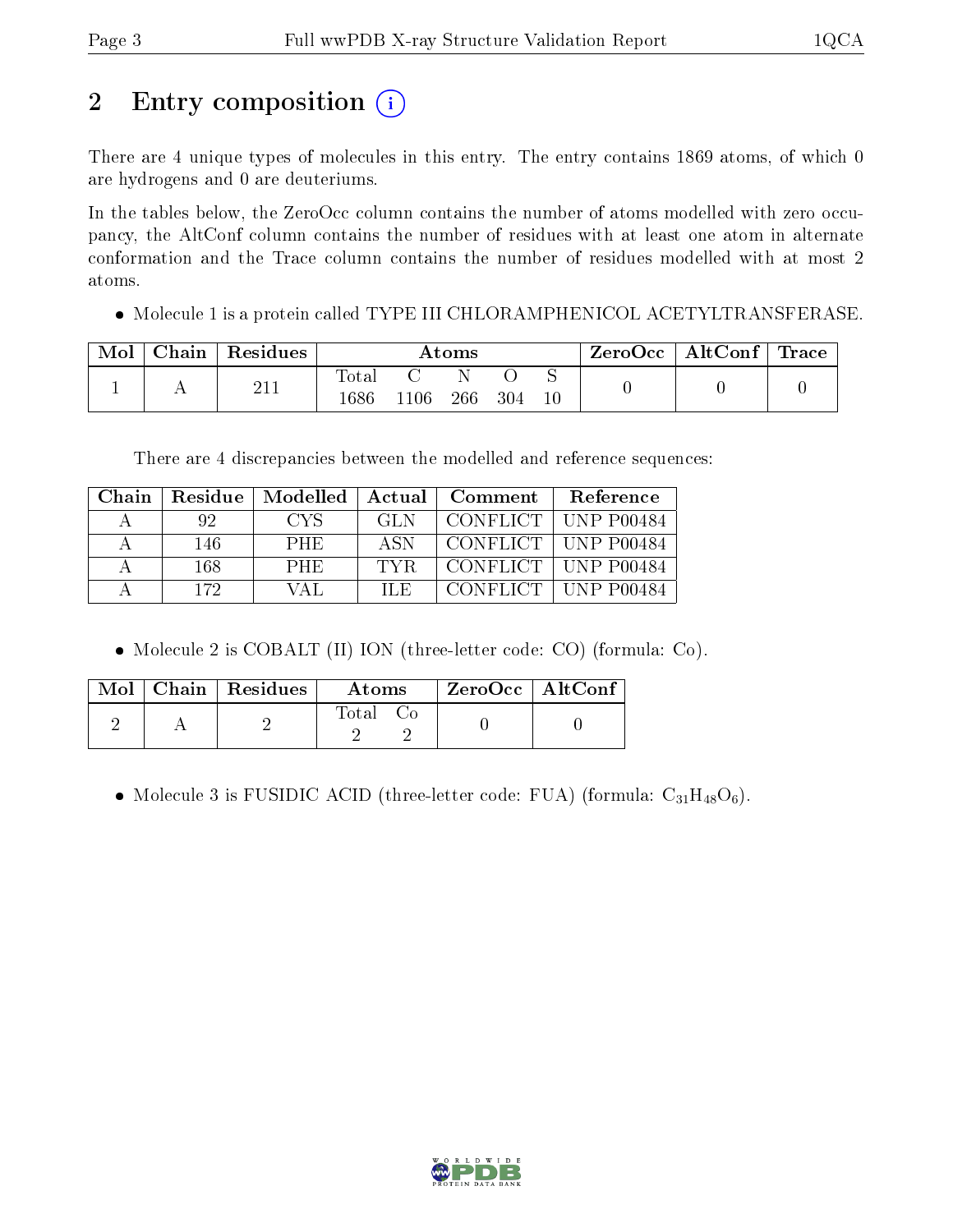## 2 Entry composition

There are 4 unique types of molecules in this entry. The entry contains 1869 atoms, of which 0 are hydrogens and 0 are deuteriums.

In the tables below, the ZeroOcc column contains the number of atoms modelled with zero occupancy, the AltConf column contains the number of residues with at least one atom in alternate conformation and the Trace column contains the number of residues modelled with at most 2 atoms.

- Molecule 1 is a protein called TYPE III CHLORAMPHENICOL ACETYLTRANSFERASE.

| Mol | Chain | Residues | Atoms | | | | | ZeroOcc | AltConf | Trace |
|---|---|---|---|---|---|---|---|---|---|---|
| 1 | A | 211 | Total 1686 | C 1106 | N 266 | O 304 | S 10 | 0 | 0 | 0 |

There are 4 discrepancies between the modelled and reference sequences:

| Chain | Residue | Modelled | Actual | Comment | Reference |
|---|---|---|---|---|---|
| A | 92 | CYS | GLN | CONFLICT | UNP P00484 |
| A | 146 | PHE | ASN | CONFLICT | UNP P00484 |
| A | 168 | PHE | TYR | CONFLICT | UNP P00484 |
| A | 172 | VAL | ILE | CONFLICT | UNP P00484 |

- Molecule 2 is COBALT (II) ION (three-letter code: CO) (formula: Co).

| Mol | Chain | Residues | Atoms | | ZeroOcc | AltConf |
|---|---|---|---|---|---|---|
| 2 | A | 2 | Total 2 | Co 2 | 0 | 0 |

- Molecule 3 is FUSIDIC ACID (three-letter code: FUA) (formula: $C_{31}H_{48}O_6$).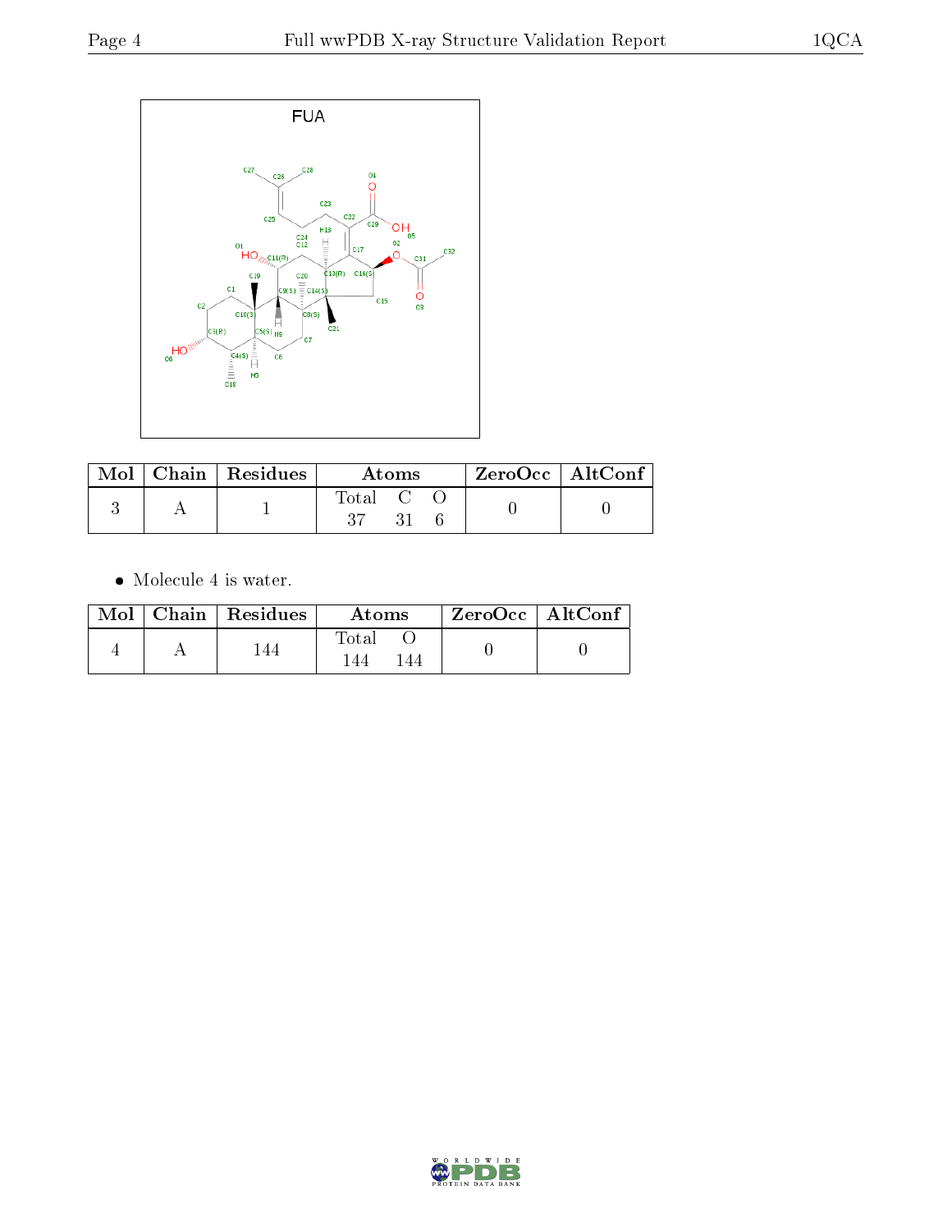FUA

| Mol | Chain | Residues | Atoms | | | ZeroOcc | AltConf |
|---|---|---|---|---|---|---|---|
| | | | Total | C | O | | |
| 3 | A | 1 | 37 | 31 | 6 | 0 | 0 |

- Molecule 4 is water.

| Mol | Chain | Residues | Atoms | | ZeroOcc | AltConf |
|---|---|---|---|---|---|---|
| | | | Total | O | | |
| 4 | A | 144 | 144 | 144 | 0 | 0 |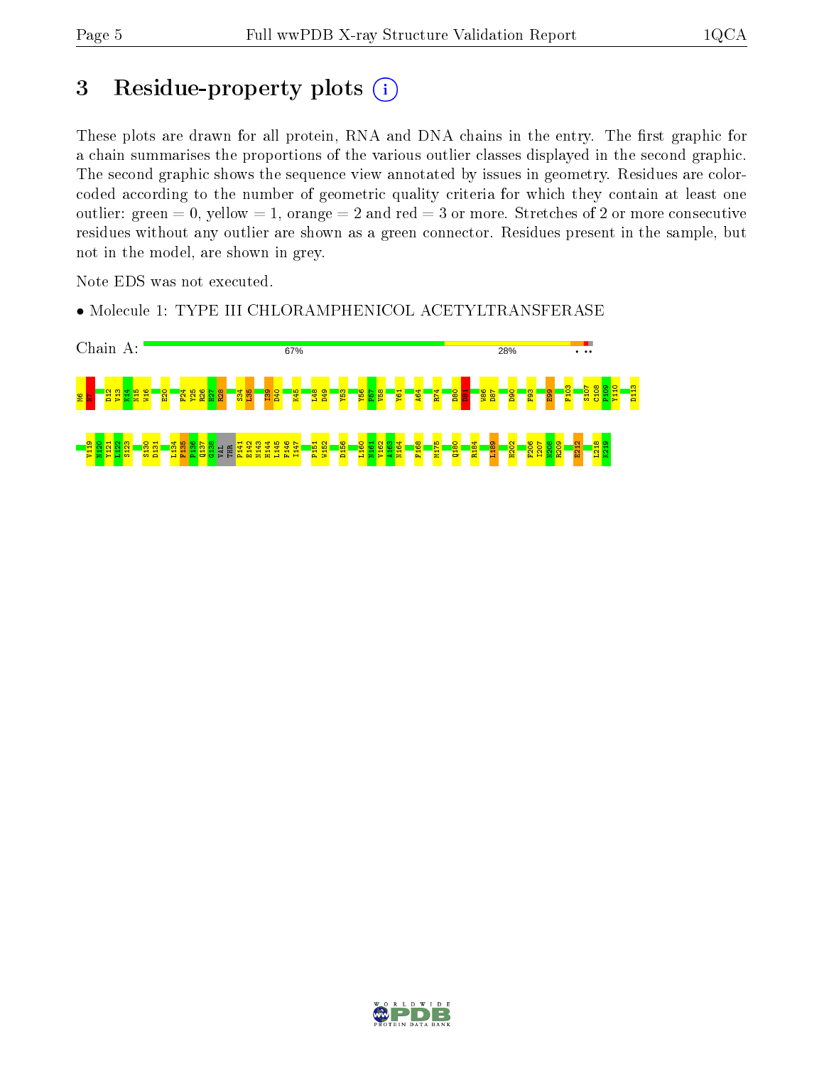# 3 Residue-property plots

These plots are drawn for all protein, RNA and DNA chains in the entry. The first graphic for a chain summarises the proportions of the various outlier classes displayed in the second graphic. The second graphic shows the sequence view annotated by issues in geometry. Residues are color-coded according to the number of geometric quality criteria for which they contain at least one outlier: green = 0, yellow = 1, orange = 2 and red = 3 or more. Stretches of 2 or more consecutive residues without any outlier are shown as a green connector. Residues present in the sample, but not in the model, are shown in grey.

Note EDS was not executed.

- Molecule 1: TYPE III CHLORAMPHENICOL ACETYLTRANSFERASE

Chain A: 67% 28%

M6 N7 D12 V13 K14 N15 W16 E20 F24 Y25 R26 H27 R28 S34 L35 I39 D40 K45 L48 D49 Y53 Y56 P57 V58 Y61 A64 R74 D80 D81 W86 D87 D90 F93 E99 F103 S107 C108 P109 Y110 D113 V119 N120 Y121 I122 S123 S130 D131 L134 F135 P136 Q137 G138 VAL THR P141 E142 N143 H144 L145 F146 I147 P151 W152 D156 L160 N161 V162 A163 N164 F168 M175 Q180 R184 L189 H202 F206 I207 N208 R209 E212 L218 K219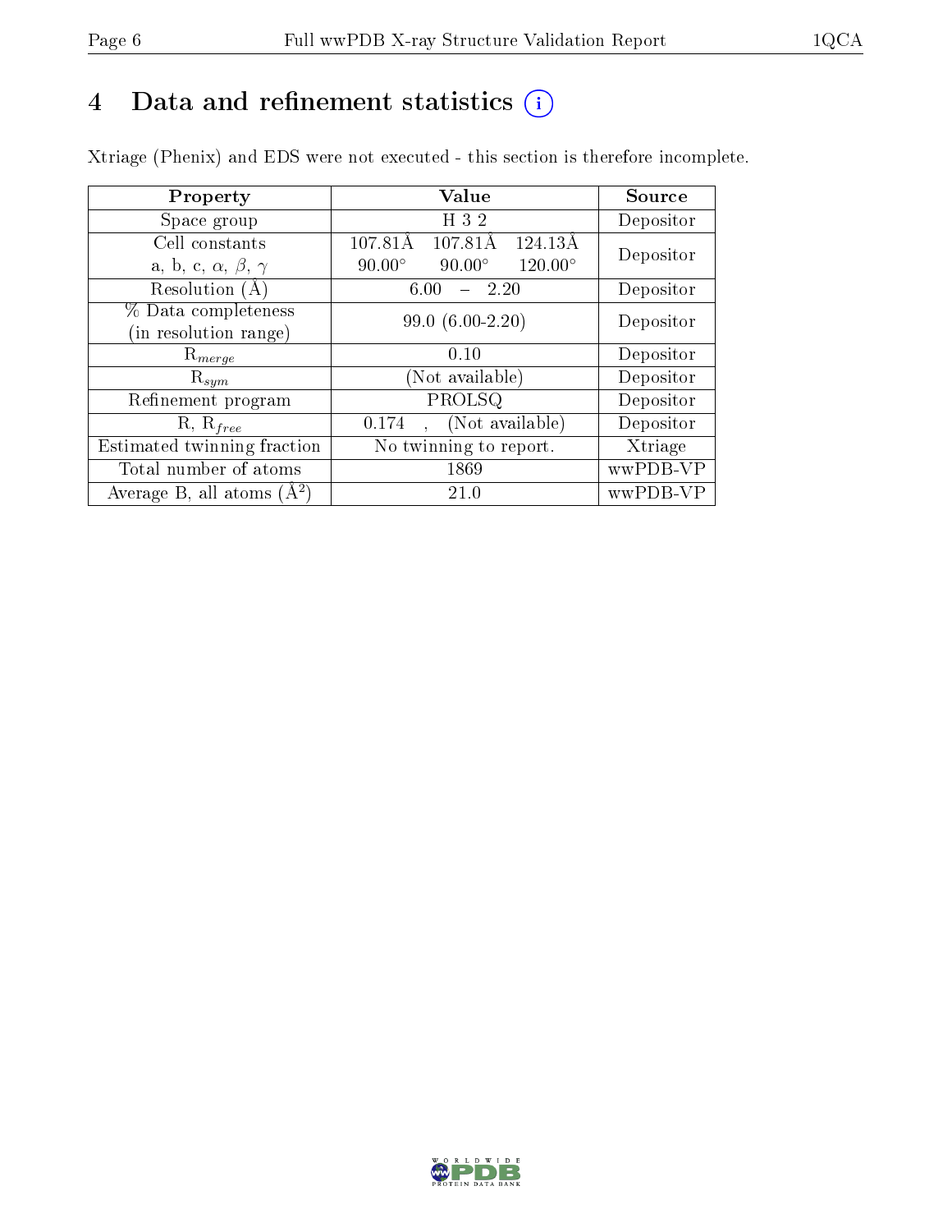# 4 Data and refinement statistics

Xtriage (Phenix) and EDS were not executed - this section is therefore incomplete.

| Property | Value | Source |
|---|---|---|
| Space group | H 3 2 | Depositor |
| Cell constants<br>a, b, c, $\alpha$, $\beta$, $\gamma$ | 107.81Å 107.81Å 124.13Å<br>90.00° 90.00° 120.00° | Depositor |
| Resolution (Å) | 6.00 – 2.20 | Depositor |
| % Data completeness<br>(in resolution range) | 99.0 (6.00-2.20) | Depositor |
| $R_{merge}$ | 0.10 | Depositor |
| $R_{sym}$ | (Not available) | Depositor |
| Refinement program | PROLSQ | Depositor |
| R, $R_{free}$ | 0.174 , (Not available) | Depositor |
| Estimated twinning fraction | No twinning to report. | Xtriage |
| Total number of atoms | 1869 | wwPDB-VP |
| Average B, all atoms ($Å^2$) | 21.0 | wwPDB-VP |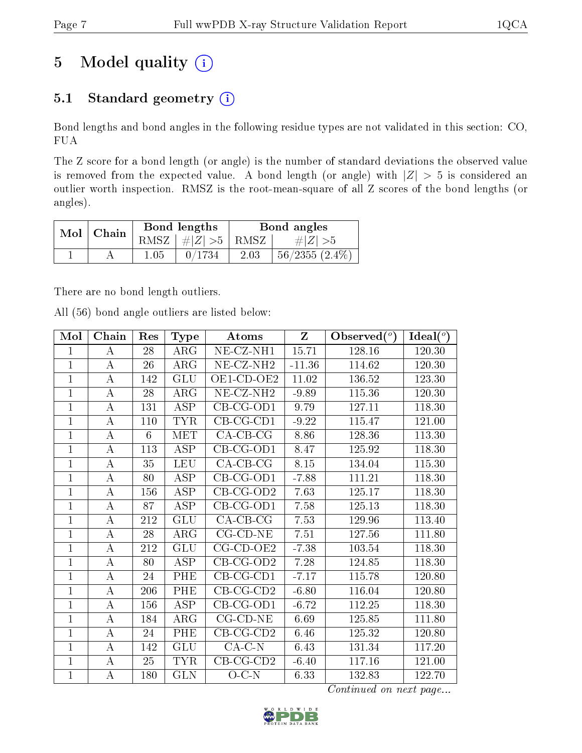# 5 Model quality (i)

## 5.1 Standard geometry (i)

Bond lengths and bond angles in the following residue types are not validated in this section: CO, FUA

The Z score for a bond length (or angle) is the number of standard deviations the observed value is removed from the expected value. A bond length (or angle) with $|Z| > 5$ is considered an outlier worth inspection. RMSZ is the root-mean-square of all Z scores of the bond lengths (or angles).

| Mol | Chain | Bond lengths | | Bond angles | |
|---|---|---|---|---|---|
| | | RMSZ | $\#\|Z\|>5$ | RMSZ | $\#\|Z\|>5$ |
| 1 | A | 1.05 | 0/1734 | 2.03 | 56/2355 (2.4%) |

There are no bond length outliers.

All (56) bond angle outliers are listed below:

| Mol | Chain | Res | Type | Atoms | Z | Observed(°) | Ideal(°) |
|---|---|---|---|---|---|---|---|
| 1 | A | 28 | ARG | NE-CZ-NH1 | 15.71 | 128.16 | 120.30 |
| 1 | A | 26 | ARG | NE-CZ-NH2 | -11.36 | 114.62 | 120.30 |
| 1 | A | 142 | GLU | OE1-CD-OE2 | 11.02 | 136.52 | 123.30 |
| 1 | A | 28 | ARG | NE-CZ-NH2 | -9.89 | 115.36 | 120.30 |
| 1 | A | 131 | ASP | CB-CG-OD1 | 9.79 | 127.11 | 118.30 |
| 1 | A | 110 | TYR | CB-CG-CD1 | -9.22 | 115.47 | 121.00 |
| 1 | A | 6 | MET | CA-CB-CG | 8.86 | 128.36 | 113.30 |
| 1 | A | 113 | ASP | CB-CG-OD1 | 8.47 | 125.92 | 118.30 |
| 1 | A | 35 | LEU | CA-CB-CG | 8.15 | 134.04 | 115.30 |
| 1 | A | 80 | ASP | CB-CG-OD1 | -7.88 | 111.21 | 118.30 |
| 1 | A | 156 | ASP | CB-CG-OD2 | 7.63 | 125.17 | 118.30 |
| 1 | A | 87 | ASP | CB-CG-OD1 | 7.58 | 125.13 | 118.30 |
| 1 | A | 212 | GLU | CA-CB-CG | 7.53 | 129.96 | 113.40 |
| 1 | A | 28 | ARG | CG-CD-NE | 7.51 | 127.56 | 111.80 |
| 1 | A | 212 | GLU | CG-CD-OE2 | -7.38 | 103.54 | 118.30 |
| 1 | A | 80 | ASP | CB-CG-OD2 | 7.28 | 124.85 | 118.30 |
| 1 | A | 24 | PHE | CB-CG-CD1 | -7.17 | 115.78 | 120.80 |
| 1 | A | 206 | PHE | CB-CG-CD2 | -6.80 | 116.04 | 120.80 |
| 1 | A | 156 | ASP | CB-CG-OD1 | -6.72 | 112.25 | 118.30 |
| 1 | A | 184 | ARG | CG-CD-NE | 6.69 | 125.85 | 111.80 |
| 1 | A | 24 | PHE | CB-CG-CD2 | 6.46 | 125.32 | 120.80 |
| 1 | A | 142 | GLU | CA-C-N | 6.43 | 131.34 | 117.20 |
| 1 | A | 25 | TYR | CB-CG-CD2 | -6.40 | 117.16 | 121.00 |
| 1 | A | 180 | GLN | O-C-N | 6.33 | 132.83 | 122.70 |

*Continued on next page...*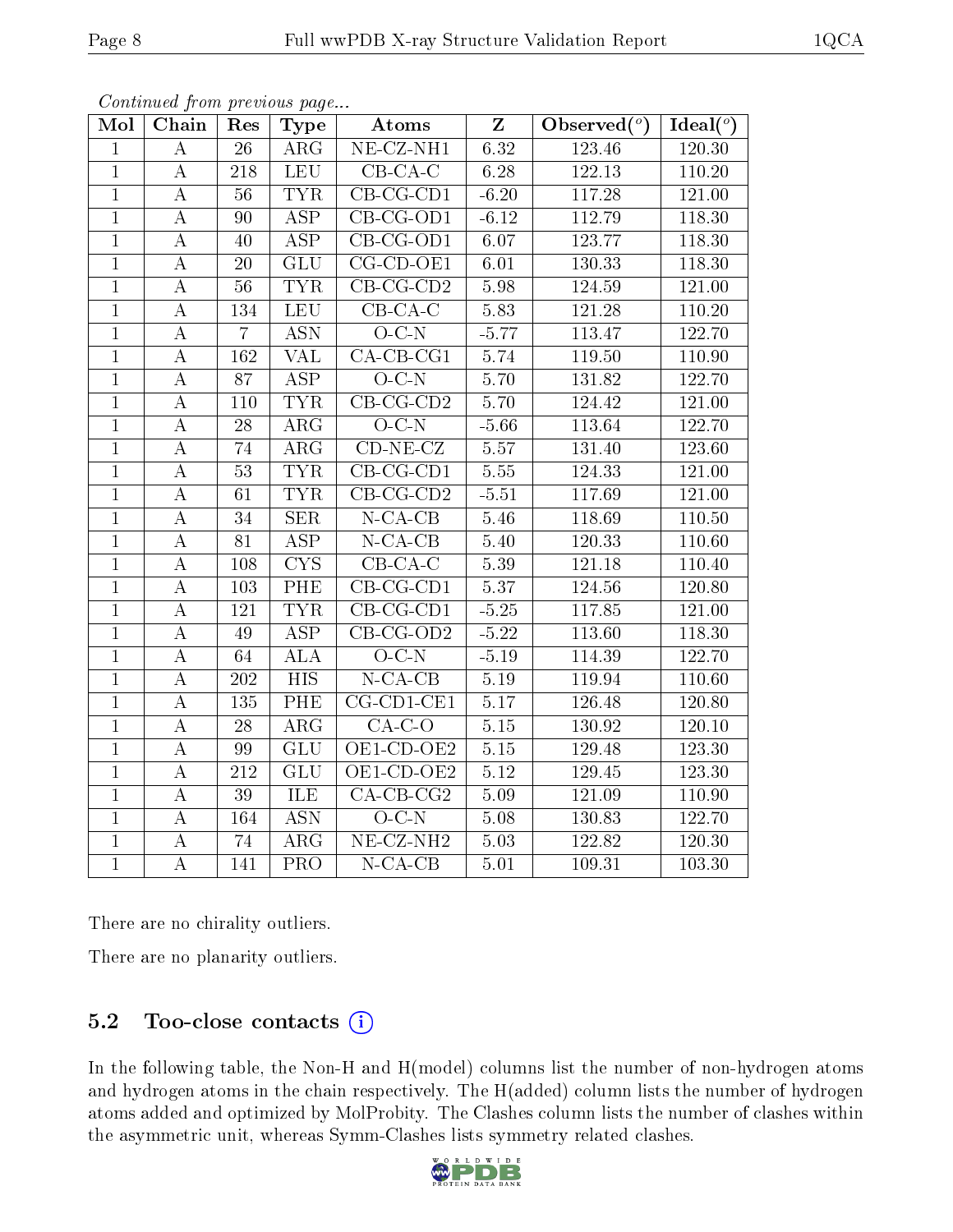*Continued from previous page...*

| Mol | Chain | Res | Type | Atoms | Z | Observed(°) | Ideal(°) |
|---|---|---|---|---|---|---|---|
| 1 | A | 26 | ARG | NE-CZ-NH1 | 6.32 | 123.46 | 120.30 |
| 1 | A | 218 | LEU | CB-CA-C | 6.28 | 122.13 | 110.20 |
| 1 | A | 56 | TYR | CB-CG-CD1 | -6.20 | 117.28 | 121.00 |
| 1 | A | 90 | ASP | CB-CG-OD1 | -6.12 | 112.79 | 118.30 |
| 1 | A | 40 | ASP | CB-CG-OD1 | 6.07 | 123.77 | 118.30 |
| 1 | A | 20 | GLU | CG-CD-OE1 | 6.01 | 130.33 | 118.30 |
| 1 | A | 56 | TYR | CB-CG-CD2 | 5.98 | 124.59 | 121.00 |
| 1 | A | 134 | LEU | CB-CA-C | 5.83 | 121.28 | 110.20 |
| 1 | A | 7 | ASN | O-C-N | -5.77 | 113.47 | 122.70 |
| 1 | A | 162 | VAL | CA-CB-CG1 | 5.74 | 119.50 | 110.90 |
| 1 | A | 87 | ASP | O-C-N | 5.70 | 131.82 | 122.70 |
| 1 | A | 110 | TYR | CB-CG-CD2 | 5.70 | 124.42 | 121.00 |
| 1 | A | 28 | ARG | O-C-N | -5.66 | 113.64 | 122.70 |
| 1 | A | 74 | ARG | CD-NE-CZ | 5.57 | 131.40 | 123.60 |
| 1 | A | 53 | TYR | CB-CG-CD1 | 5.55 | 124.33 | 121.00 |
| 1 | A | 61 | TYR | CB-CG-CD2 | -5.51 | 117.69 | 121.00 |
| 1 | A | 34 | SER | N-CA-CB | 5.46 | 118.69 | 110.50 |
| 1 | A | 81 | ASP | N-CA-CB | 5.40 | 120.33 | 110.60 |
| 1 | A | 108 | CYS | CB-CA-C | 5.39 | 121.18 | 110.40 |
| 1 | A | 103 | PHE | CB-CG-CD1 | 5.37 | 124.56 | 120.80 |
| 1 | A | 121 | TYR | CB-CG-CD1 | -5.25 | 117.85 | 121.00 |
| 1 | A | 49 | ASP | CB-CG-OD2 | -5.22 | 113.60 | 118.30 |
| 1 | A | 64 | ALA | O-C-N | -5.19 | 114.39 | 122.70 |
| 1 | A | 202 | HIS | N-CA-CB | 5.19 | 119.94 | 110.60 |
| 1 | A | 135 | PHE | CG-CD1-CE1 | 5.17 | 126.48 | 120.80 |
| 1 | A | 28 | ARG | CA-C-O | 5.15 | 130.92 | 120.10 |
| 1 | A | 99 | GLU | OE1-CD-OE2 | 5.15 | 129.48 | 123.30 |
| 1 | A | 212 | GLU | OE1-CD-OE2 | 5.12 | 129.45 | 123.30 |
| 1 | A | 39 | ILE | CA-CB-CG2 | 5.09 | 121.09 | 110.90 |
| 1 | A | 164 | ASN | O-C-N | 5.08 | 130.83 | 122.70 |
| 1 | A | 74 | ARG | NE-CZ-NH2 | 5.03 | 122.82 | 120.30 |
| 1 | A | 141 | PRO | N-CA-CB | 5.01 | 109.31 | 103.30 |

There are no chirality outliers.

There are no planarity outliers.

## 5.2 Too-close contacts

In the following table, the Non-H and H(model) columns list the number of non-hydrogen atoms and hydrogen atoms in the chain respectively. The H(added) column lists the number of hydrogen atoms added and optimized by MolProbity. The Clashes column lists the number of clashes within the asymmetric unit, whereas Symm-Clashes lists symmetry related clashes.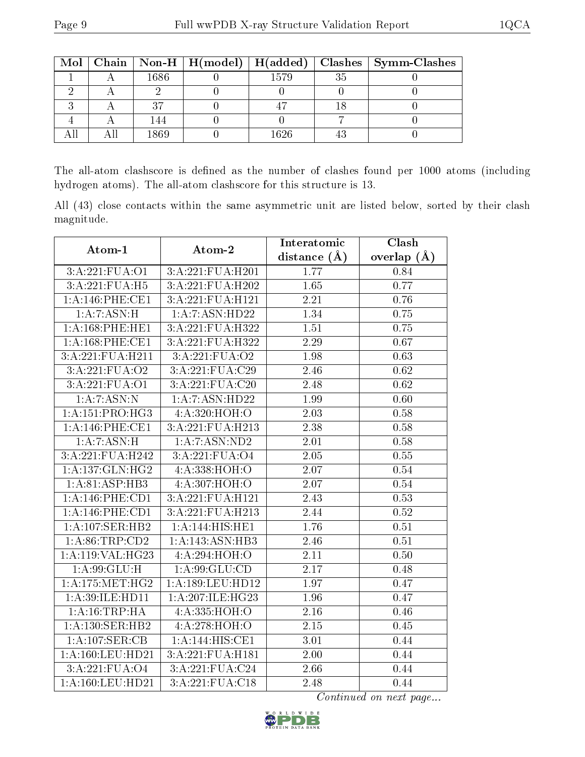| Mol | Chain | Non-H | H(model) | H(added) | Clashes | Symm-Clashes |
|---|---|---|---|---|---|---|
| 1 | A | 1686 | 0 | 1579 | 35 | 0 |
| 2 | A | 2 | 0 | 0 | 0 | 0 |
| 3 | A | 37 | 0 | 47 | 18 | 0 |
| 4 | A | 144 | 0 | 0 | 7 | 0 |
| All | All | 1869 | 0 | 1626 | 43 | 0 |

The all-atom clashscore is defined as the number of clashes found per 1000 atoms (including hydrogen atoms). The all-atom clashscore for this structure is 13.

All (43) close contacts within the same asymmetric unit are listed below, sorted by their clash magnitude.

| Atom-1 | Atom-2 | Interatomic distance (Å) | Clash overlap (Å) |
|---|---|---|---|
| 3:A:221:FUA:O1 | 3:A:221:FUA:H201 | 1.77 | 0.84 |
| 3:A:221:FUA:H5 | 3:A:221:FUA:H202 | 1.65 | 0.77 |
| 1:A:146:PHE:CE1 | 3:A:221:FUA:H121 | 2.21 | 0.76 |
| 1:A:7:ASN:H | 1:A:7:ASN:HD22 | 1.34 | 0.75 |
| 1:A:168:PHE:HE1 | 3:A:221:FUA:H322 | 1.51 | 0.75 |
| 1:A:168:PHE:CE1 | 3:A:221:FUA:H322 | 2.29 | 0.67 |
| 3:A:221:FUA:H211 | 3:A:221:FUA:O2 | 1.98 | 0.63 |
| 3:A:221:FUA:O2 | 3:A:221:FUA:C29 | 2.46 | 0.62 |
| 3:A:221:FUA:O1 | 3:A:221:FUA:C20 | 2.48 | 0.62 |
| 1:A:7:ASN:N | 1:A:7:ASN:HD22 | 1.99 | 0.60 |
| 1:A:151:PRO:HG3 | 4:A:320:HOH:O | 2.03 | 0.58 |
| 1:A:146:PHE:CE1 | 3:A:221:FUA:H213 | 2.38 | 0.58 |
| 1:A:7:ASN:H | 1:A:7:ASN:ND2 | 2.01 | 0.58 |
| 3:A:221:FUA:H242 | 3:A:221:FUA:O4 | 2.05 | 0.55 |
| 1:A:137:GLN:HG2 | 4:A:338:HOH:O | 2.07 | 0.54 |
| 1:A:81:ASP:HB3 | 4:A:307:HOH:O | 2.07 | 0.54 |
| 1:A:146:PHE:CD1 | 3:A:221:FUA:H121 | 2.43 | 0.53 |
| 1:A:146:PHE:CD1 | 3:A:221:FUA:H213 | 2.44 | 0.52 |
| 1:A:107:SER:HB2 | 1:A:144:HIS:HE1 | 1.76 | 0.51 |
| 1:A:86:TRP:CD2 | 1:A:143:ASN:HB3 | 2.46 | 0.51 |
| 1:A:119:VAL:HG23 | 4:A:294:HOH:O | 2.11 | 0.50 |
| 1:A:99:GLU:H | 1:A:99:GLU:CD | 2.17 | 0.48 |
| 1:A:175:MET:HG2 | 1:A:189:LEU:HD12 | 1.97 | 0.47 |
| 1:A:39:ILE:HD11 | 1:A:207:ILE:HG23 | 1.96 | 0.47 |
| 1:A:16:TRP:HA | 4:A:335:HOH:O | 2.16 | 0.46 |
| 1:A:130:SER:HB2 | 4:A:278:HOH:O | 2.15 | 0.45 |
| 1:A:107:SER:CB | 1:A:144:HIS:CE1 | 3.01 | 0.44 |
| 1:A:160:LEU:HD21 | 3:A:221:FUA:H181 | 2.00 | 0.44 |
| 3:A:221:FUA:O4 | 3:A:221:FUA:C24 | 2.66 | 0.44 |
| 1:A:160:LEU:HD21 | 3:A:221:FUA:C18 | 2.48 | 0.44 |

*Continued on next page...*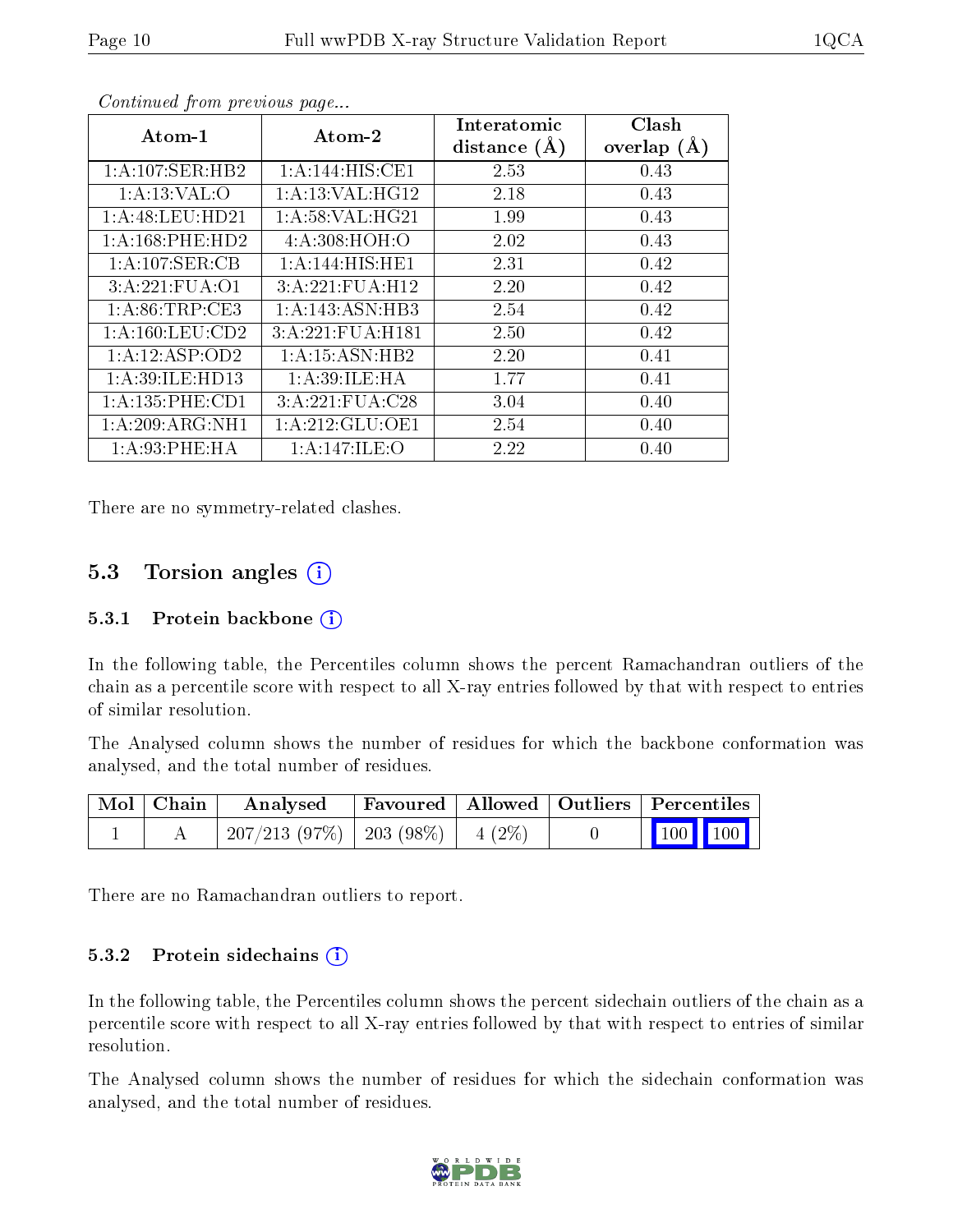*Continued from previous page...*

| Atom-1 | Atom-2 | Interatomic distance (Å) | Clash overlap (Å) |
|---|---|---|---|
| 1:A:107:SER:HB2 | 1:A:144:HIS:CE1 | 2.53 | 0.43 |
| 1:A:13:VAL:O | 1:A:13:VAL:HG12 | 2.18 | 0.43 |
| 1:A:48:LEU:HD21 | 1:A:58:VAL:HG21 | 1.99 | 0.43 |
| 1:A:168:PHE:HD2 | 4:A:308:HOH:O | 2.02 | 0.43 |
| 1:A:107:SER:CB | 1:A:144:HIS:HE1 | 2.31 | 0.42 |
| 3:A:221:FUA:O1 | 3:A:221:FUA:H12 | 2.20 | 0.42 |
| 1:A:86:TRP:CE3 | 1:A:143:ASN:HB3 | 2.54 | 0.42 |
| 1:A:160:LEU:CD2 | 3:A:221:FUA:H181 | 2.50 | 0.42 |
| 1:A:12:ASP:OD2 | 1:A:15:ASN:HB2 | 2.20 | 0.41 |
| 1:A:39:ILE:HD13 | 1:A:39:ILE:HA | 1.77 | 0.41 |
| 1:A:135:PHE:CD1 | 3:A:221:FUA:C28 | 3.04 | 0.40 |
| 1:A:209:ARG:NH1 | 1:A:212:GLU:OE1 | 2.54 | 0.40 |
| 1:A:93:PHE:HA | 1:A:147:ILE:O | 2.22 | 0.40 |

There are no symmetry-related clashes.

## 5.3 Torsion angles

### 5.3.1 Protein backbone

In the following table, the Percentiles column shows the percent Ramachandran outliers of the chain as a percentile score with respect to all X-ray entries followed by that with respect to entries of similar resolution.

The Analysed column shows the number of residues for which the backbone conformation was analysed, and the total number of residues.

| Mol | Chain | Analysed | Favoured | Allowed | Outliers | Percentiles | |
|---|---|---|---|---|---|---|---|
| 1 | A | 207/213 (97%) | 203 (98%) | 4 (2%) | 0 | 100 | 100 |

There are no Ramachandran outliers to report.

### 5.3.2 Protein sidechains

In the following table, the Percentiles column shows the percent sidechain outliers of the chain as a percentile score with respect to all X-ray entries followed by that with respect to entries of similar resolution.

The Analysed column shows the number of residues for which the sidechain conformation was analysed, and the total number of residues.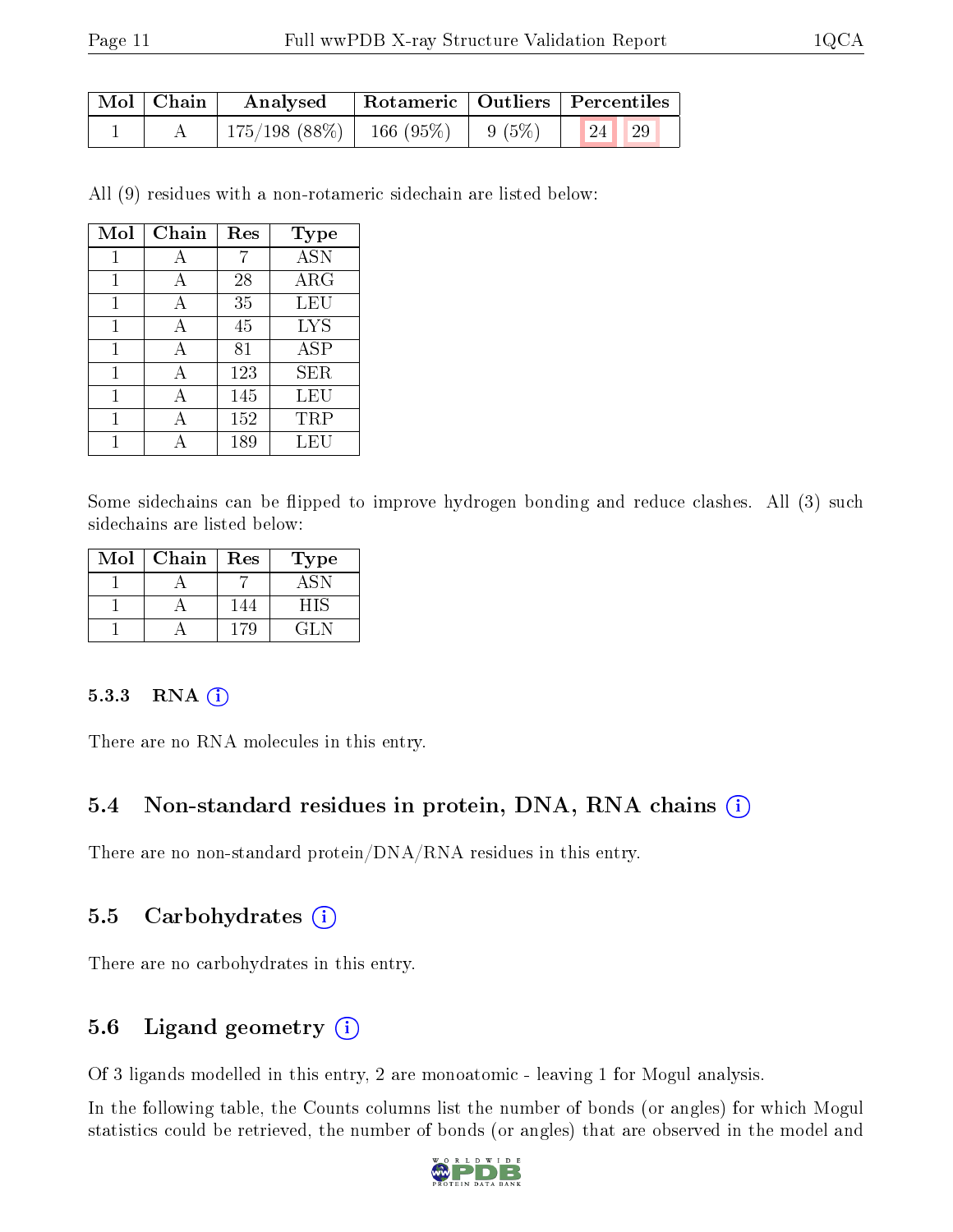| Mol | Chain | Analysed | Rotameric | Outliers | Percentiles | |
|---|---|---|---|---|---|---|
| 1 | A | 175/198 (88%) | 166 (95%) | 9 (5%) | 24 | 29 |

All (9) residues with a non-rotameric sidechain are listed below:

| Mol | Chain | Res | Type |
|---|---|---|---|
| 1 | A | 7 | ASN |
| 1 | A | 28 | ARG |
| 1 | A | 35 | LEU |
| 1 | A | 45 | LYS |
| 1 | A | 81 | ASP |
| 1 | A | 123 | SER |
| 1 | A | 145 | LEU |
| 1 | A | 152 | TRP |
| 1 | A | 189 | LEU |

Some sidechains can be flipped to improve hydrogen bonding and reduce clashes. All (3) such sidechains are listed below:

| Mol | Chain | Res | Type |
|---|---|---|---|
| 1 | A | 7 | ASN |
| 1 | A | 144 | HIS |
| 1 | A | 179 | GLN |

#### 5.3.3 RNA (i)

There are no RNA molecules in this entry.

### 5.4 Non-standard residues in protein, DNA, RNA chains (i)

There are no non-standard protein/DNA/RNA residues in this entry.

### 5.5 Carbohydrates (i)

There are no carbohydrates in this entry.

### 5.6 Ligand geometry (i)

Of 3 ligands modelled in this entry, 2 are monoatomic - leaving 1 for Mogul analysis.

In the following table, the Counts columns list the number of bonds (or angles) for which Mogul statistics could be retrieved, the number of bonds (or angles) that are observed in the model and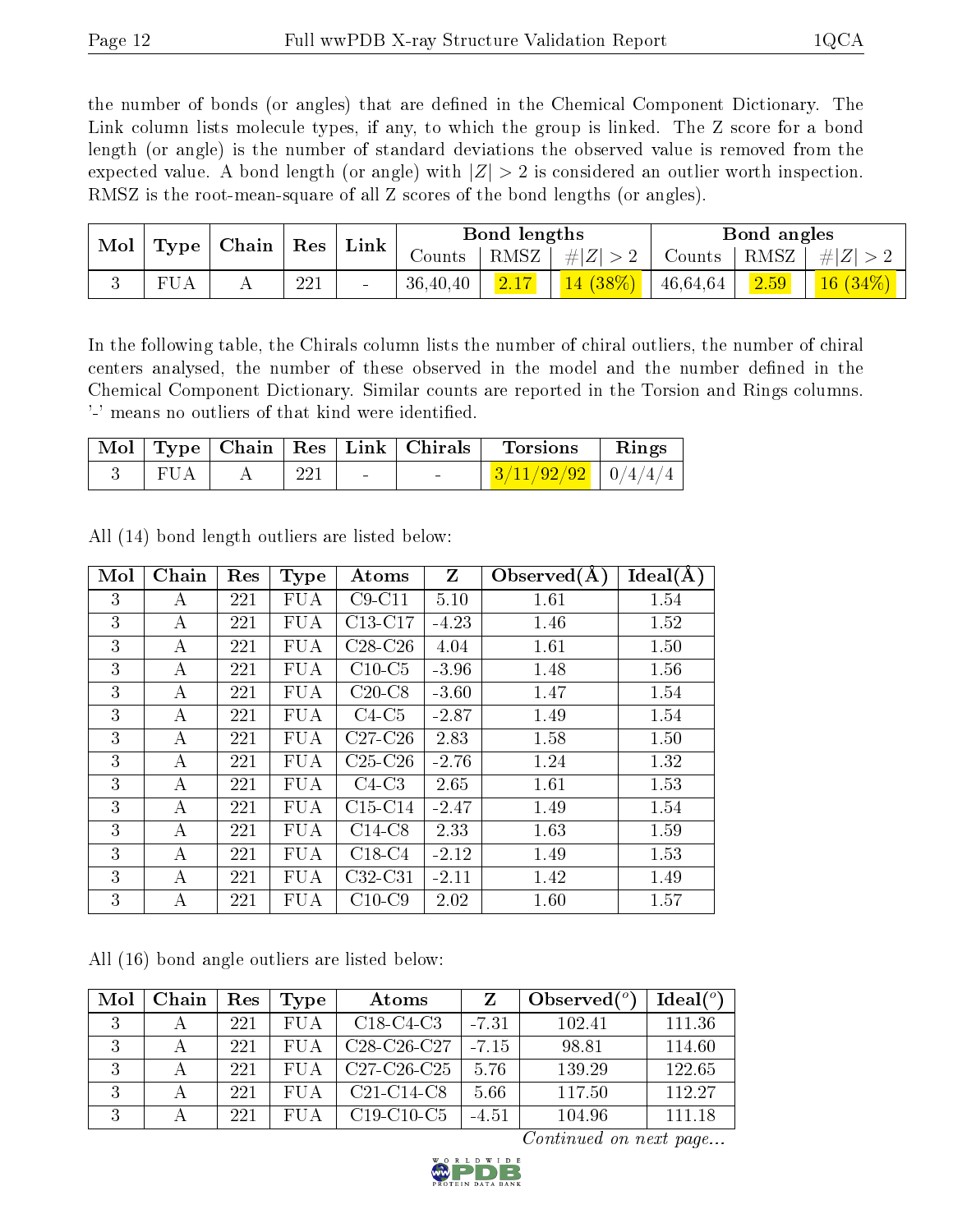the number of bonds (or angles) that are defined in the Chemical Component Dictionary. The Link column lists molecule types, if any, to which the group is linked. The Z score for a bond length (or angle) is the number of standard deviations the observed value is removed from the expected value. A bond length (or angle) with $|Z| > 2$ is considered an outlier worth inspection. RMSZ is the root-mean-square of all Z scores of the bond lengths (or angles).

| Mol | Type | Chain | Res | Link | Bond lengths | | | Bond angles | | |
|---|---|---|---|---|---|---|---|---|---|---|
| | | | | | Counts | RMSZ | $\#\|Z\| > 2$ | Counts | RMSZ | $\#\|Z\| > 2$ |
| 3 | FUA | A | 221 | - | 36,40,40 | 2.17 | 14 (38%) | 46,64,64 | 2.59 | 16 (34%) |

In the following table, the Chirals column lists the number of chiral outliers, the number of chiral centers analysed, the number of these observed in the model and the number defined in the Chemical Component Dictionary. Similar counts are reported in the Torsion and Rings columns. '-' means no outliers of that kind were identified.

| Mol | Type | Chain | Res | Link | Chirals | Torsions | Rings |
|---|---|---|---|---|---|---|---|
| 3 | FUA | A | 221 | - | - | 3/11/92/92 | 0/4/4/4 |

All (14) bond length outliers are listed below:

| Mol | Chain | Res | Type | Atoms | Z | Observed(Å) | Ideal(Å) |
|---|---|---|---|---|---|---|---|
| 3 | A | 221 | FUA | C9-C11 | 5.10 | 1.61 | 1.54 |
| 3 | A | 221 | FUA | C13-C17 | -4.23 | 1.46 | 1.52 |
| 3 | A | 221 | FUA | C28-C26 | 4.04 | 1.61 | 1.50 |
| 3 | A | 221 | FUA | C10-C5 | -3.96 | 1.48 | 1.56 |
| 3 | A | 221 | FUA | C20-C8 | -3.60 | 1.47 | 1.54 |
| 3 | A | 221 | FUA | C4-C5 | -2.87 | 1.49 | 1.54 |
| 3 | A | 221 | FUA | C27-C26 | 2.83 | 1.58 | 1.50 |
| 3 | A | 221 | FUA | C25-C26 | -2.76 | 1.24 | 1.32 |
| 3 | A | 221 | FUA | C4-C3 | 2.65 | 1.61 | 1.53 |
| 3 | A | 221 | FUA | C15-C14 | -2.47 | 1.49 | 1.54 |
| 3 | A | 221 | FUA | C14-C8 | 2.33 | 1.63 | 1.59 |
| 3 | A | 221 | FUA | C18-C4 | -2.12 | 1.49 | 1.53 |
| 3 | A | 221 | FUA | C32-C31 | -2.11 | 1.42 | 1.49 |
| 3 | A | 221 | FUA | C10-C9 | 2.02 | 1.60 | 1.57 |

All (16) bond angle outliers are listed below:

| Mol | Chain | Res | Type | Atoms | Z | Observed(°) | Ideal(°) |
|---|---|---|---|---|---|---|---|
| 3 | A | 221 | FUA | C18-C4-C3 | -7.31 | 102.41 | 111.36 |
| 3 | A | 221 | FUA | C28-C26-C27 | -7.15 | 98.81 | 114.60 |
| 3 | A | 221 | FUA | C27-C26-C25 | 5.76 | 139.29 | 122.65 |
| 3 | A | 221 | FUA | C21-C14-C8 | 5.66 | 117.50 | 112.27 |
| 3 | A | 221 | FUA | C19-C10-C5 | -4.51 | 104.96 | 111.18 |

*Continued on next page...*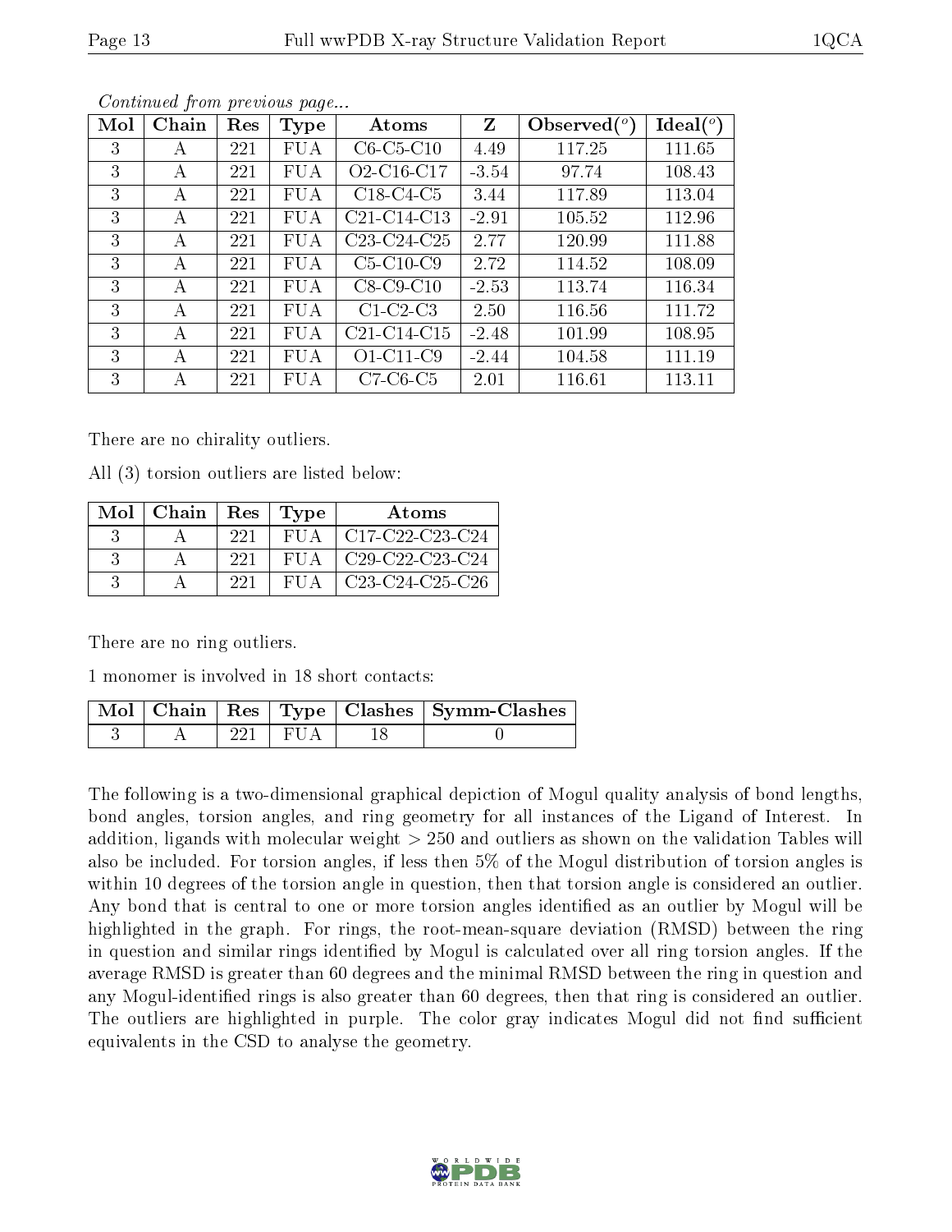*Continued from previous page...*

| Mol | Chain | Res | Type | Atoms | Z | Observed(°) | Ideal(°) |
|---|---|---|---|---|---|---|---|
| 3 | A | 221 | FUA | C6-C5-C10 | 4.49 | 117.25 | 111.65 |
| 3 | A | 221 | FUA | O2-C16-C17 | -3.54 | 97.74 | 108.43 |
| 3 | A | 221 | FUA | C18-C4-C5 | 3.44 | 117.89 | 113.04 |
| 3 | A | 221 | FUA | C21-C14-C13 | -2.91 | 105.52 | 112.96 |
| 3 | A | 221 | FUA | C23-C24-C25 | 2.77 | 120.99 | 111.88 |
| 3 | A | 221 | FUA | C5-C10-C9 | 2.72 | 114.52 | 108.09 |
| 3 | A | 221 | FUA | C8-C9-C10 | -2.53 | 113.74 | 116.34 |
| 3 | A | 221 | FUA | C1-C2-C3 | 2.50 | 116.56 | 111.72 |
| 3 | A | 221 | FUA | C21-C14-C15 | -2.48 | 101.99 | 108.95 |
| 3 | A | 221 | FUA | O1-C11-C9 | -2.44 | 104.58 | 111.19 |
| 3 | A | 221 | FUA | C7-C6-C5 | 2.01 | 116.61 | 113.11 |

There are no chirality outliers.

All (3) torsion outliers are listed below:

| Mol | Chain | Res | Type | Atoms |
|---|---|---|---|---|
| 3 | A | 221 | FUA | C17-C22-C23-C24 |
| 3 | A | 221 | FUA | C29-C22-C23-C24 |
| 3 | A | 221 | FUA | C23-C24-C25-C26 |

There are no ring outliers.

1 monomer is involved in 18 short contacts:

| Mol | Chain | Res | Type | Clashes | Symm-Clashes |
|---|---|---|---|---|---|
| 3 | A | 221 | FUA | 18 | 0 |

The following is a two-dimensional graphical depiction of Mogul quality analysis of bond lengths, bond angles, torsion angles, and ring geometry for all instances of the Ligand of Interest. In addition, ligands with molecular weight > 250 and outliers as shown on the validation Tables will also be included. For torsion angles, if less then 5% of the Mogul distribution of torsion angles is within 10 degrees of the torsion angle in question, then that torsion angle is considered an outlier. Any bond that is central to one or more torsion angles identified as an outlier by Mogul will be highlighted in the graph. For rings, the root-mean-square deviation (RMSD) between the ring in question and similar rings identified by Mogul is calculated over all ring torsion angles. If the average RMSD is greater than 60 degrees and the minimal RMSD between the ring in question and any Mogul-identified rings is also greater than 60 degrees, then that ring is considered an outlier. The outliers are highlighted in purple. The color gray indicates Mogul did not find sufficient equivalents in the CSD to analyse the geometry.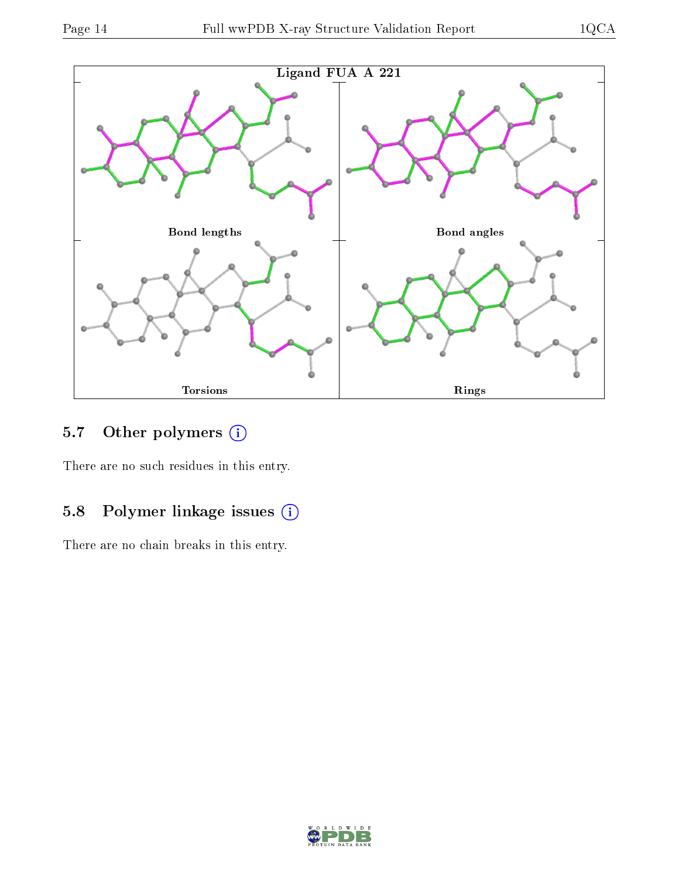Ligand FUA A 221

Bond lengths

Bond angles

Torsions

Rings

### 5.7 Other polymers (i)

There are no such residues in this entry.

### 5.8 Polymer linkage issues (i)

There are no chain breaks in this entry.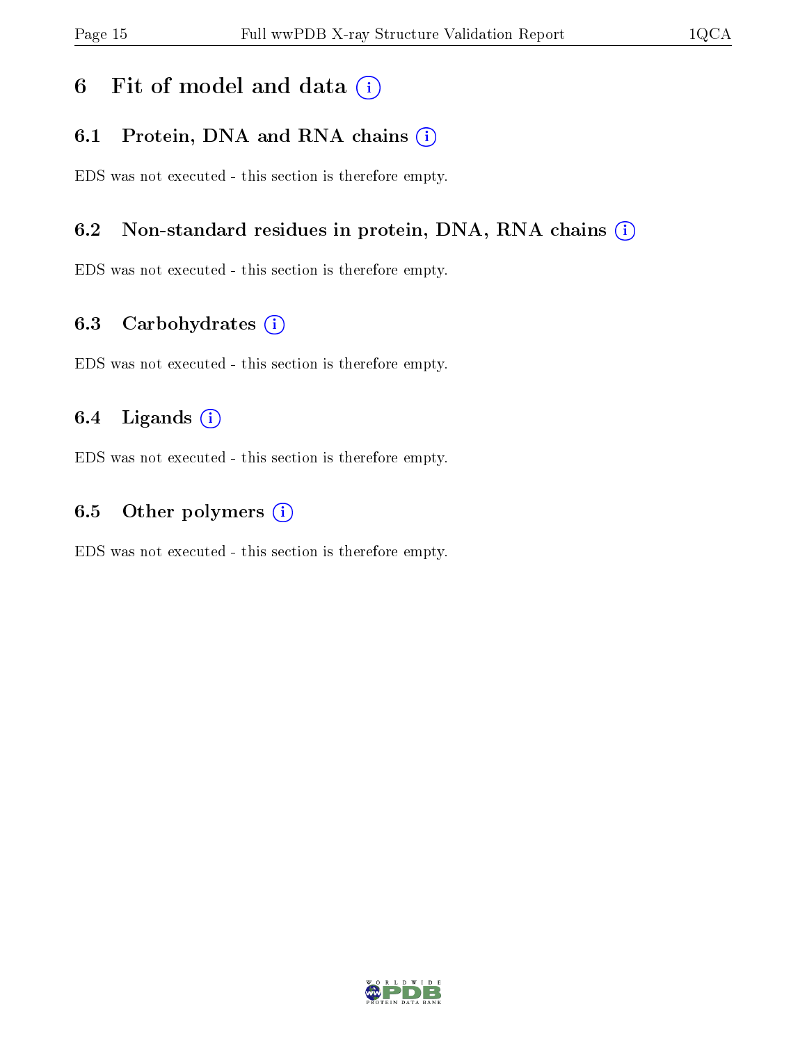# 6 Fit of model and data

## 6.1 Protein, DNA and RNA chains

EDS was not executed - this section is therefore empty.

## 6.2 Non-standard residues in protein, DNA, RNA chains

EDS was not executed - this section is therefore empty.

## 6.3 Carbohydrates

EDS was not executed - this section is therefore empty.

## 6.4 Ligands

EDS was not executed - this section is therefore empty.

## 6.5 Other polymers

EDS was not executed - this section is therefore empty.